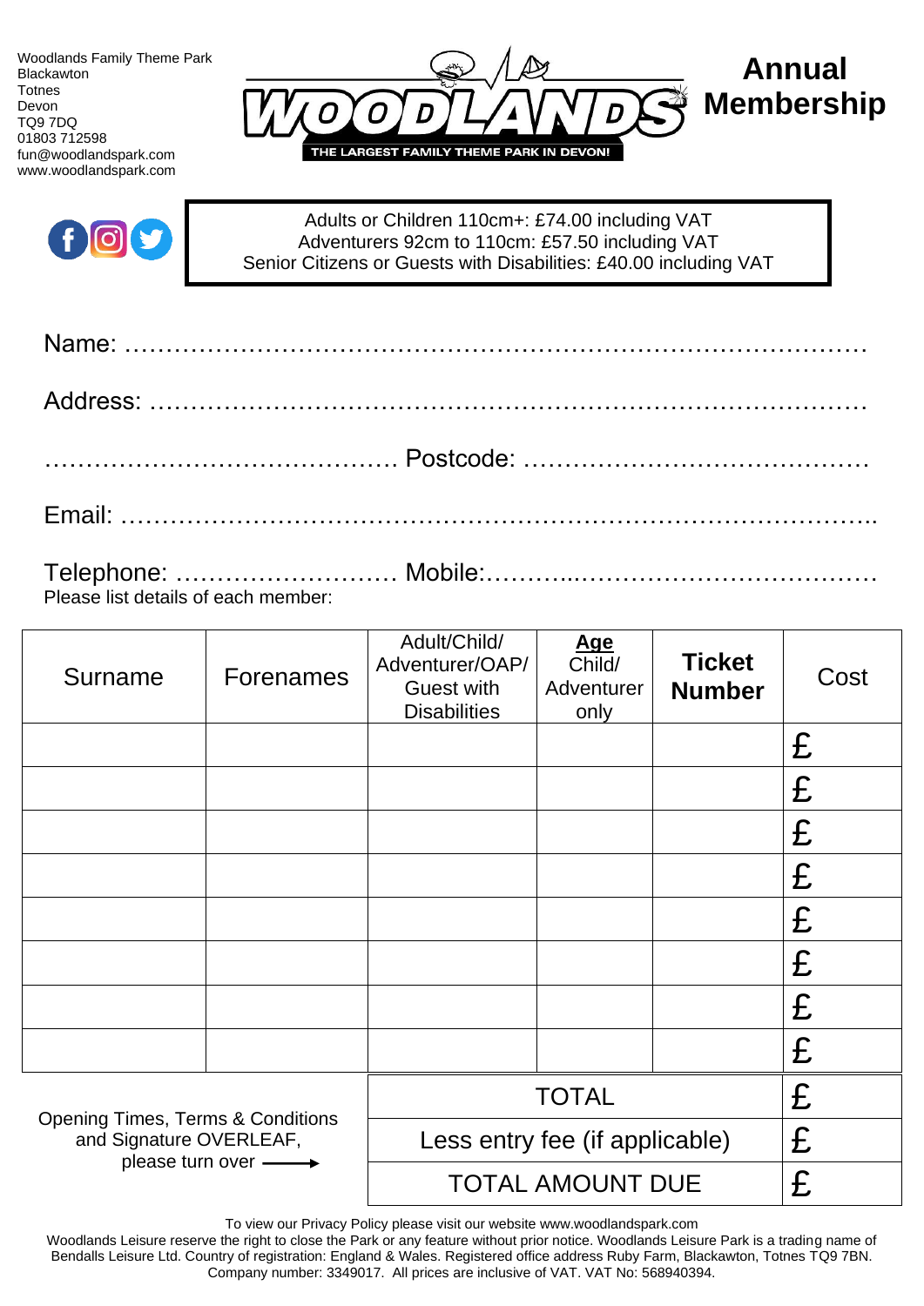Woodlands Family Theme Park
Blackawton
Totnes
Devon
TQ9 7DQ
01803 712598
fun@woodlandspark.com
www.woodlandspark.com

WOODLANDS

THE LARGEST FAMILY THEME PARK IN DEVON!

# Annual Membership

Adults or Children 110cm+: £74.00 including VAT
Adventurers 92cm to 110cm: £57.50 including VAT
Senior Citizens or Guests with Disabilities: £40.00 including VAT

Name: ………………………………………………………………………………

Address: ……………………………………………………………………………

……………………………………. Postcode: ……………………………………

Email: ………………………………………………………………………………..

Telephone: ……………………… Mobile:………..………………………………

Please list details of each member:

| Surname | Forenames | Adult/Child/ Adventurer/OAP/ Guest with Disabilities | **Age** Child/ Adventurer only | **Ticket Number** | Cost |
|---|---|---|---|---|---|
| | | | | | £ |
| | | | | | £ |
| | | | | | £ |
| | | | | | £ |
| | | | | | £ |
| | | | | | £ |
| | | | | | £ |
| | | | | | £ |
| | | TOTAL | | | £ |
| | | Less entry fee (if applicable) | | | £ |
| | | TOTAL AMOUNT DUE | | | £ |

Opening Times, Terms & Conditions and Signature OVERLEAF, please turn over ⟶

To view our Privacy Policy please visit our website www.woodlandspark.com

Woodlands Leisure reserve the right to close the Park or any feature without prior notice. Woodlands Leisure Park is a trading name of Bendalls Leisure Ltd. Country of registration: England & Wales. Registered office address Ruby Farm, Blackawton, Totnes TQ9 7BN. Company number: 3349017. All prices are inclusive of VAT. VAT No: 568940394.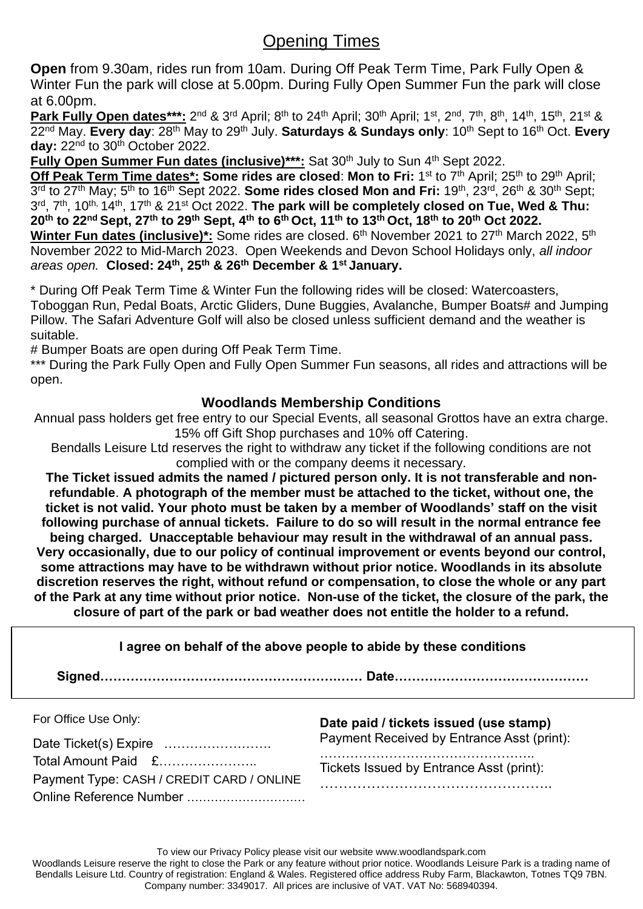# Opening Times

**Open** from 9.30am, rides run from 10am. During Off Peak Term Time, Park Fully Open & Winter Fun the park will close at 5.00pm. During Fully Open Summer Fun the park will close at 6.00pm.

**Park Fully Open dates***:** 2nd & 3rd April; 8th to 24th April; 30th April; 1st, 2nd, 7th, 8th, 14th, 15th, 21st & 22nd May. **Every day**: 28th May to 29th July. **Saturdays & Sundays only**: 10th Sept to 16th Oct. **Every day:** 22nd to 30th October 2022.

**Fully Open Summer Fun dates (inclusive)***:** Sat 30th July to Sun 4th Sept 2022.

**Off Peak Term Time dates*: Some rides are closed**: **Mon to Fri:** 1st to 7th April; 25th to 29th April; 3rd to 27th May; 5th to 16th Sept 2022. **Some rides closed Mon and Fri:** 19th, 23rd, 26th & 30th Sept; 3rd, 7th, 10th, 14th, 17th & 21st Oct 2022. **The park will be completely closed on Tue, Wed & Thu: 20th to 22nd Sept, 27th to 29th Sept, 4th to 6th Oct, 11th to 13th Oct, 18th to 20th Oct 2022.**

**Winter Fun dates (inclusive)*:** Some rides are closed. 6th November 2021 to 27th March 2022, 5th November 2022 to Mid-March 2023. Open Weekends and Devon School Holidays only, *all indoor areas open.* **Closed: 24th, 25th & 26th December & 1st January.**

* During Off Peak Term Time & Winter Fun the following rides will be closed: Watercoasters, Toboggan Run, Pedal Boats, Arctic Gliders, Dune Buggies, Avalanche, Bumper Boats# and Jumping Pillow. The Safari Adventure Golf will also be closed unless sufficient demand and the weather is suitable.

# Bumper Boats are open during Off Peak Term Time.

*** During the Park Fully Open and Fully Open Summer Fun seasons, all rides and attractions will be open.

### Woodlands Membership Conditions

Annual pass holders get free entry to our Special Events, all seasonal Grottos have an extra charge. 15% off Gift Shop purchases and 10% off Catering.

Bendalls Leisure Ltd reserves the right to withdraw any ticket if the following conditions are not complied with or the company deems it necessary.

**The Ticket issued admits the named / pictured person only. It is not transferable and non-refundable**. **A photograph of the member must be attached to the ticket, without one, the ticket is not valid. Your photo must be taken by a member of Woodlands' staff on the visit following purchase of annual tickets. Failure to do so will result in the normal entrance fee being charged. Unacceptable behaviour may result in the withdrawal of an annual pass. Very occasionally, due to our policy of continual improvement or events beyond our control, some attractions may have to be withdrawn without prior notice. Woodlands in its absolute discretion reserves the right, without refund or compensation, to close the whole or any part of the Park at any time without prior notice. Non-use of the ticket, the closure of the park, the closure of part of the park or bad weather does not entitle the holder to a refund.**

**I agree on behalf of the above people to abide by these conditions**

**Signed…………………………………………………… Date………………………………………**

For Office Use Only:

Date Ticket(s) Expire …………………….

Total Amount Paid £…………………..

Payment Type: CASH / CREDIT CARD / ONLINE

Online Reference Number ……………………….

**Date paid / tickets issued (use stamp)**

Payment Received by Entrance Asst (print):

…………………………………………..

Tickets Issued by Entrance Asst (print):

…………………………………………….

To view our Privacy Policy please visit our website www.woodlandspark.com

Woodlands Leisure reserve the right to close the Park or any feature without prior notice. Woodlands Leisure Park is a trading name of Bendalls Leisure Ltd. Country of registration: England & Wales. Registered office address Ruby Farm, Blackawton, Totnes TQ9 7BN. Company number: 3349017. All prices are inclusive of VAT. VAT No: 568940394.